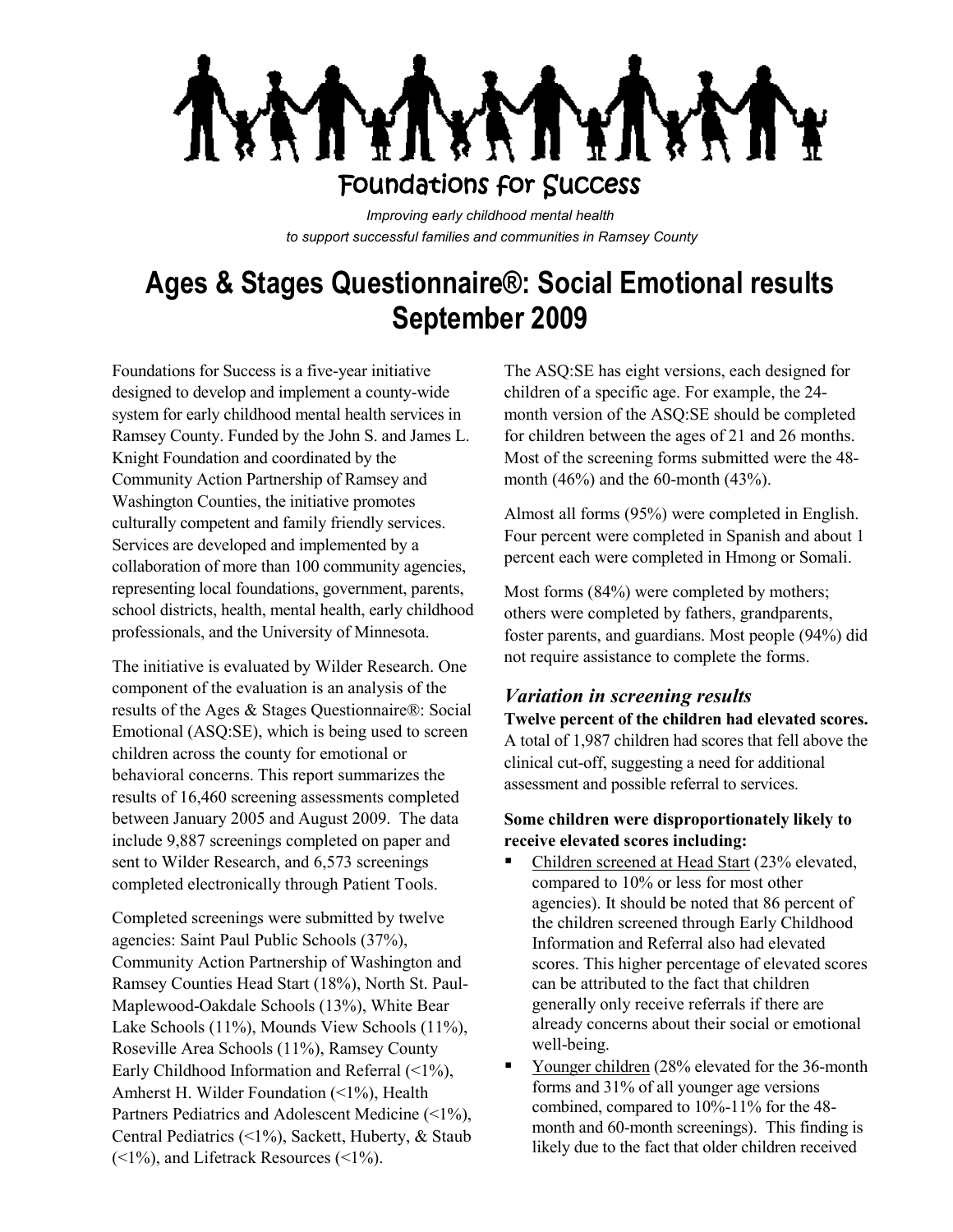# Foundations for Success

*Improving early childhood mental health to support successful families and communities in Ramsey County*

# Ages & Stages Questionnaire®: Social Emotional results September 2009

Foundations for Success is a five-year initiative designed to develop and implement a county-wide system for early childhood mental health services in Ramsey County. Funded by the John S. and James L. Knight Foundation and coordinated by the Community Action Partnership of Ramsey and Washington Counties, the initiative promotes culturally competent and family friendly services. Services are developed and implemented by a collaboration of more than 100 community agencies, representing local foundations, government, parents, school districts, health, mental health, early childhood professionals, and the University of Minnesota.

The initiative is evaluated by Wilder Research. One component of the evaluation is an analysis of the results of the Ages & Stages Questionnaire®: Social Emotional (ASQ:SE), which is being used to screen children across the county for emotional or behavioral concerns. This report summarizes the results of 16,460 screening assessments completed between January 2005 and August 2009. The data include 9,887 screenings completed on paper and sent to Wilder Research, and 6,573 screenings completed electronically through Patient Tools.

Completed screenings were submitted by twelve agencies: Saint Paul Public Schools (37%), Community Action Partnership of Washington and Ramsey Counties Head Start (18%), North St. Paul-Maplewood-Oakdale Schools (13%), White Bear Lake Schools (11%), Mounds View Schools (11%), Roseville Area Schools (11%), Ramsey County Early Childhood Information and Referral (<1%), Amherst H. Wilder Foundation (<1%), Health Partners Pediatrics and Adolescent Medicine (<1%), Central Pediatrics (<1%), Sackett, Huberty, & Staub (<1%), and Lifetrack Resources (<1%).

The ASQ:SE has eight versions, each designed for children of a specific age. For example, the 24-month version of the ASQ:SE should be completed for children between the ages of 21 and 26 months. Most of the screening forms submitted were the 48-month (46%) and the 60-month (43%).

Almost all forms (95%) were completed in English. Four percent were completed in Spanish and about 1 percent each were completed in Hmong or Somali.

Most forms (84%) were completed by mothers; others were completed by fathers, grandparents, foster parents, and guardians. Most people (94%) did not require assistance to complete the forms.

## *Variation in screening results*

**Twelve percent of the children had elevated scores.** A total of 1,987 children had scores that fell above the clinical cut-off, suggesting a need for additional assessment and possible referral to services.

**Some children were disproportionately likely to receive elevated scores including:**

- Children screened at Head Start (23% elevated, compared to 10% or less for most other agencies). It should be noted that 86 percent of the children screened through Early Childhood Information and Referral also had elevated scores. This higher percentage of elevated scores can be attributed to the fact that children generally only receive referrals if there are already concerns about their social or emotional well-being.
- Younger children (28% elevated for the 36-month forms and 31% of all younger age versions combined, compared to 10%-11% for the 48-month and 60-month screenings). This finding is likely due to the fact that older children received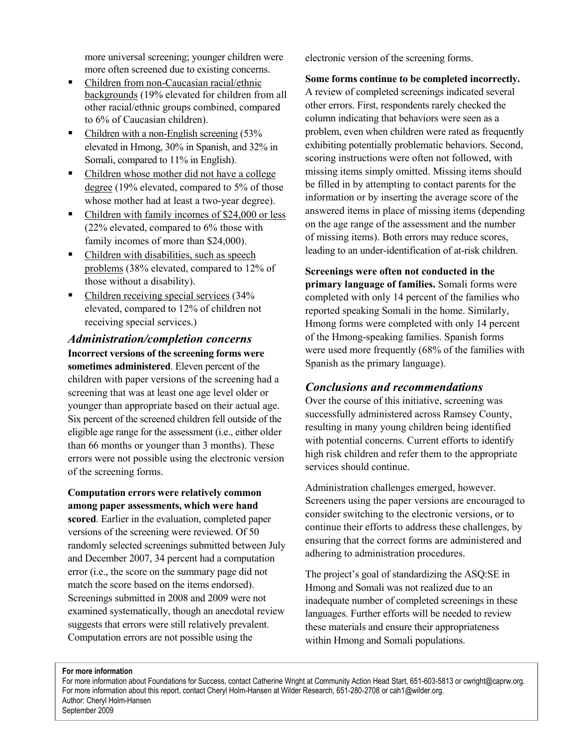more universal screening; younger children were more often screened due to existing concerns.

- Children from non-Caucasian racial/ethnic backgrounds (19% elevated for children from all other racial/ethnic groups combined, compared to 6% of Caucasian children).
- Children with a non-English screening (53% elevated in Hmong, 30% in Spanish, and 32% in Somali, compared to 11% in English).
- Children whose mother did not have a college degree (19% elevated, compared to 5% of those whose mother had at least a two-year degree).
- Children with family incomes of $24,000 or less (22% elevated, compared to 6% those with family incomes of more than $24,000).
- Children with disabilities, such as speech problems (38% elevated, compared to 12% of those without a disability).
- Children receiving special services (34% elevated, compared to 12% of children not receiving special services.)

## *Administration/completion concerns*

**Incorrect versions of the screening forms were sometimes administered**. Eleven percent of the children with paper versions of the screening had a screening that was at least one age level older or younger than appropriate based on their actual age. Six percent of the screened children fell outside of the eligible age range for the assessment (i.e., either older than 66 months or younger than 3 months). These errors were not possible using the electronic version of the screening forms.

**Computation errors were relatively common among paper assessments, which were hand scored**. Earlier in the evaluation, completed paper versions of the screening were reviewed. Of 50 randomly selected screenings submitted between July and December 2007, 34 percent had a computation error (i.e., the score on the summary page did not match the score based on the items endorsed). Screenings submitted in 2008 and 2009 were not examined systematically, though an anecdotal review suggests that errors were still relatively prevalent. Computation errors are not possible using the electronic version of the screening forms.

**Some forms continue to be completed incorrectly.** A review of completed screenings indicated several other errors. First, respondents rarely checked the column indicating that behaviors were seen as a problem, even when children were rated as frequently exhibiting potentially problematic behaviors. Second, scoring instructions were often not followed, with missing items simply omitted. Missing items should be filled in by attempting to contact parents for the information or by inserting the average score of the answered items in place of missing items (depending on the age range of the assessment and the number of missing items). Both errors may reduce scores, leading to an under-identification of at-risk children.

**Screenings were often not conducted in the primary language of families.** Somali forms were completed with only 14 percent of the families who reported speaking Somali in the home. Similarly, Hmong forms were completed with only 14 percent of the Hmong-speaking families. Spanish forms were used more frequently (68% of the families with Spanish as the primary language).

## *Conclusions and recommendations*

Over the course of this initiative, screening was successfully administered across Ramsey County, resulting in many young children being identified with potential concerns. Current efforts to identify high risk children and refer them to the appropriate services should continue.

Administration challenges emerged, however. Screeners using the paper versions are encouraged to consider switching to the electronic versions, or to continue their efforts to address these challenges, by ensuring that the correct forms are administered and adhering to administration procedures.

The project's goal of standardizing the ASQ:SE in Hmong and Somali was not realized due to an inadequate number of completed screenings in these languages. Further efforts will be needed to review these materials and ensure their appropriateness within Hmong and Somali populations.

**For more information**

For more information about Foundations for Success, contact Catherine Wright at Community Action Head Start, 651-603-5813 or cwright@caprw.org.
For more information about this report, contact Cheryl Holm-Hansen at Wilder Research, 651-280-2708 or cah1@wilder.org.
Author: Cheryl Holm-Hansen
September 2009